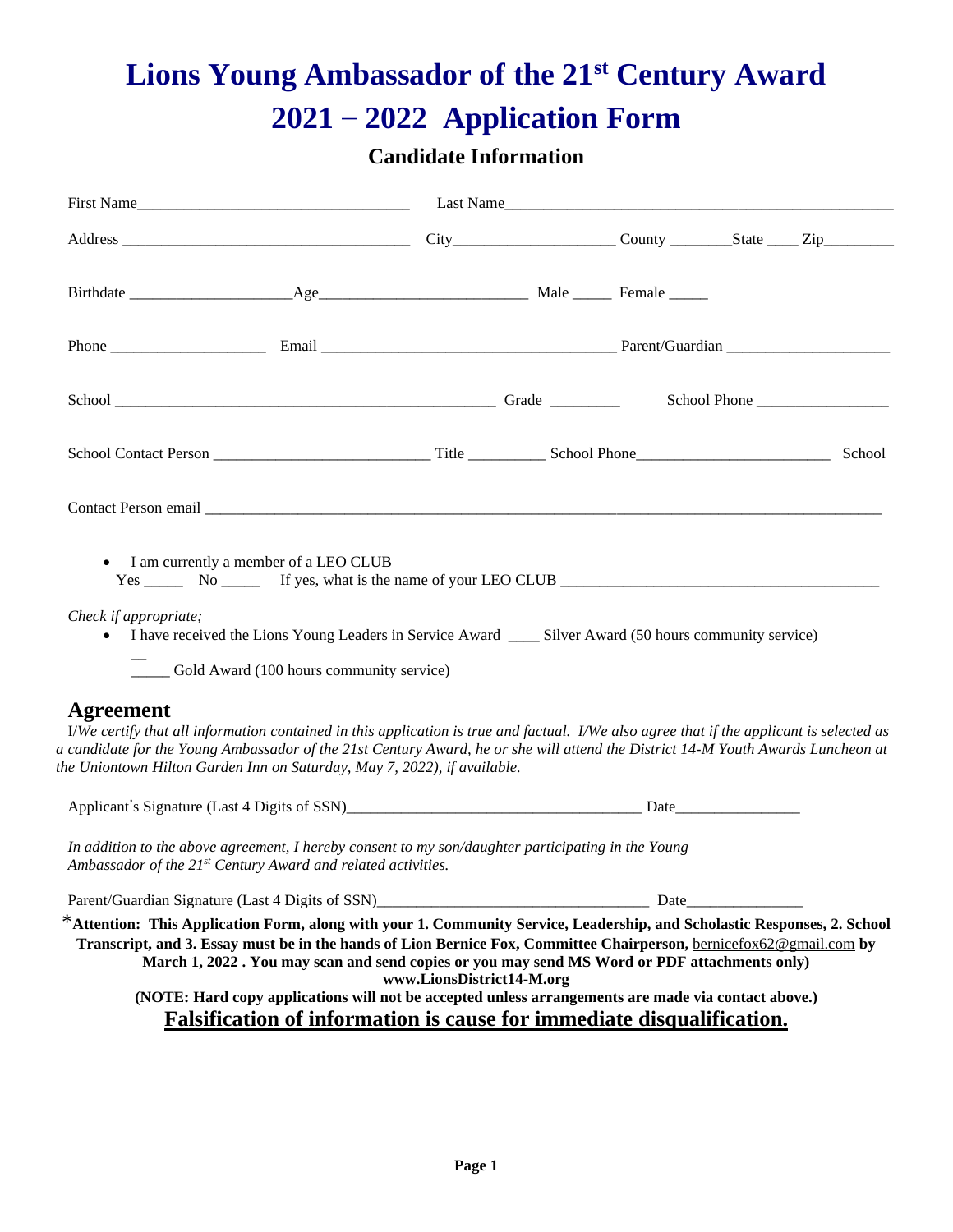# Lions Young Ambassador of the 21st Century Award 2021 – 2022 Application Form

## Candidate Information

First Name___________________________________ Last Name_____________________________________________________

Address ____________________________________ City____________________ County ________State ____ Zip_________

Birthdate ____________________Age__________________________ Male _____ Female _____

Phone ___________________ Email ____________________________________ Parent/Guardian ____________________

School _________________________________________________ Grade _________ School Phone _________________

School Contact Person __________________________ Title __________ School Phone________________________ School

Contact Person email ___________________________________________________________________________________

- I am currently a member of a LEO CLUB
  Yes _____ No _____ If yes, what is the name of your LEO CLUB ________________________________________

*Check if appropriate;*

- I have received the Lions Young Leaders in Service Award ____ Silver Award (50 hours community service)
  
  _____ Gold Award (100 hours community service)

## Agreement

I/*We certify that all information contained in this application is true and factual. I/We also agree that if the applicant is selected as a candidate for the Young Ambassador of the 21st Century Award, he or she will attend the District 14-M Youth Awards Luncheon at the Uniontown Hilton Garden Inn on Saturday, May 7, 2022), if available.*

Applicant's Signature (Last 4 Digits of SSN)_____________________________________ Date________________

*In addition to the above agreement, I hereby consent to my son/daughter participating in the Young Ambassador of the 21st Century Award and related activities.*

Parent/Guardian Signature (Last 4 Digits of SSN)___________________________________ Date_______________

***Attention: This Application Form, along with your 1. Community Service, Leadership, and Scholastic Responses, 2. School Transcript, and 3. Essay must be in the hands of Lion Bernice Fox, Committee Chairperson,** bernicefox62@gmail.com **by March 1, 2022 . You may scan and send copies or you may send MS Word or PDF attachments only)**

**www.LionsDistrict14-M.org**

**(NOTE: Hard copy applications will not be accepted unless arrangements are made via contact above.)**

**<u>Falsification of information is cause for immediate disqualification.</u>**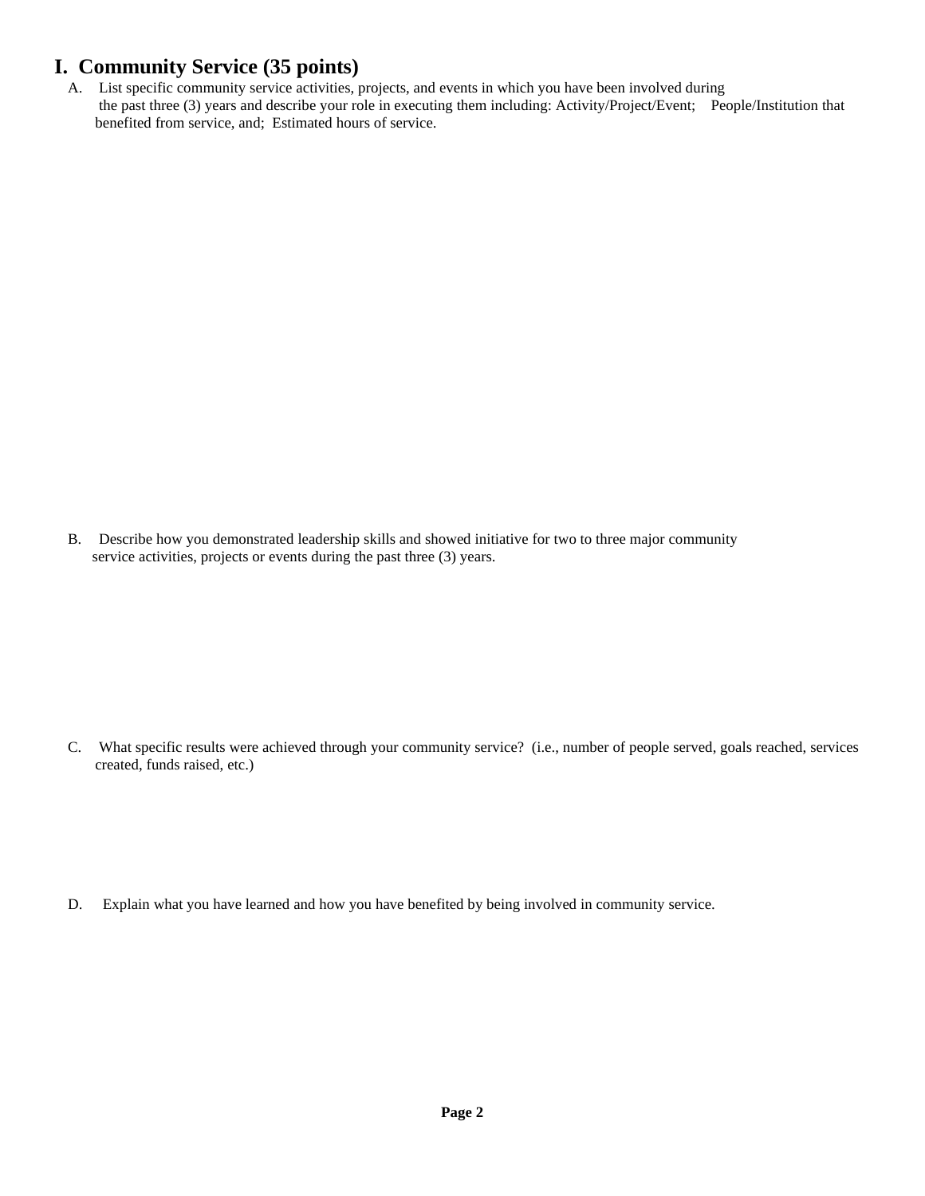# I. Community Service (35 points)

A. List specific community service activities, projects, and events in which you have been involved during the past three (3) years and describe your role in executing them including: Activity/Project/Event; People/Institution that benefited from service, and; Estimated hours of service.

B. Describe how you demonstrated leadership skills and showed initiative for two to three major community service activities, projects or events during the past three (3) years.

C. What specific results were achieved through your community service? (i.e., number of people served, goals reached, services created, funds raised, etc.)

D. Explain what you have learned and how you have benefited by being involved in community service.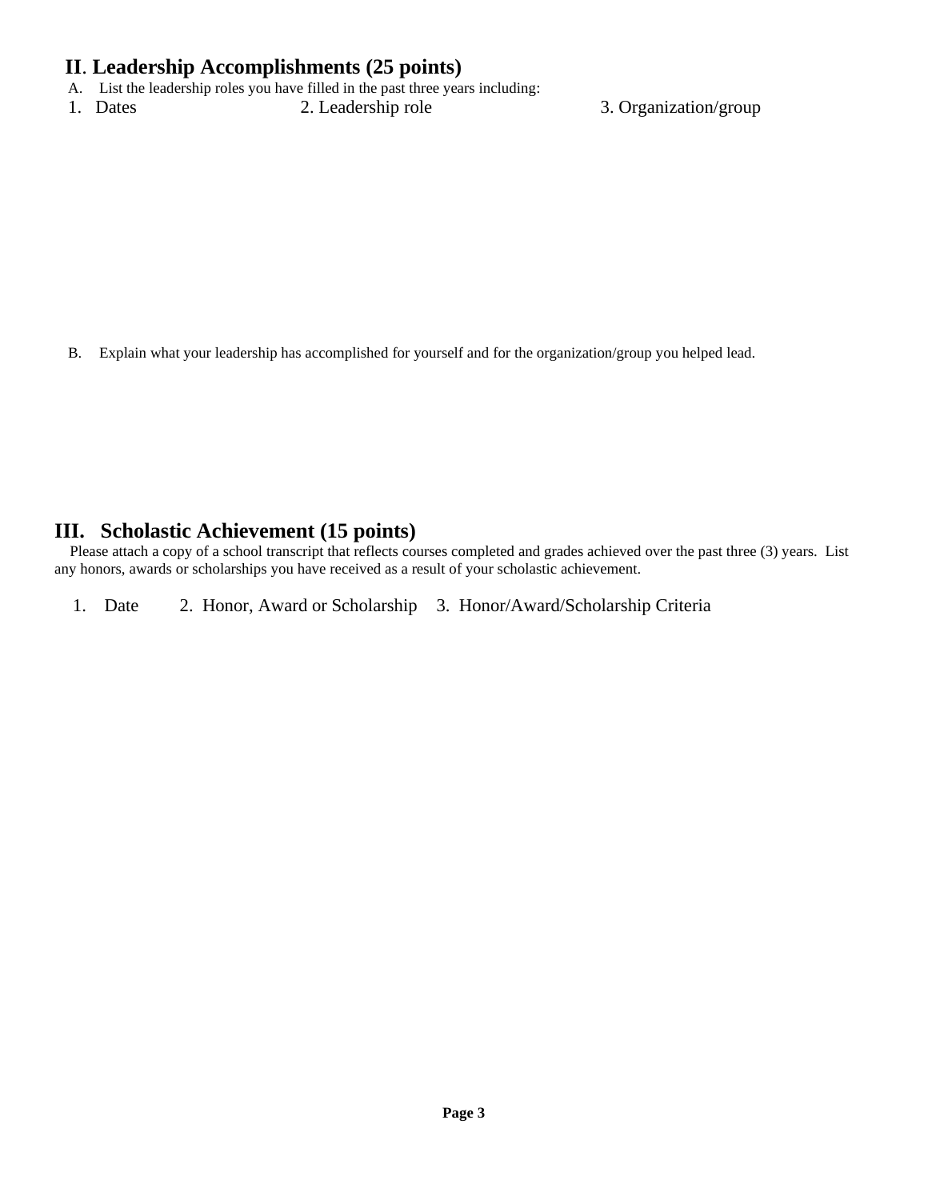## II. Leadership Accomplishments (25 points)

A. List the leadership roles you have filled in the past three years including:

1. Dates 2. Leadership role 3. Organization/group

B. Explain what your leadership has accomplished for yourself and for the organization/group you helped lead.

## III. Scholastic Achievement (15 points)

Please attach a copy of a school transcript that reflects courses completed and grades achieved over the past three (3) years. List any honors, awards or scholarships you have received as a result of your scholastic achievement.

1. Date 2. Honor, Award or Scholarship 3. Honor/Award/Scholarship Criteria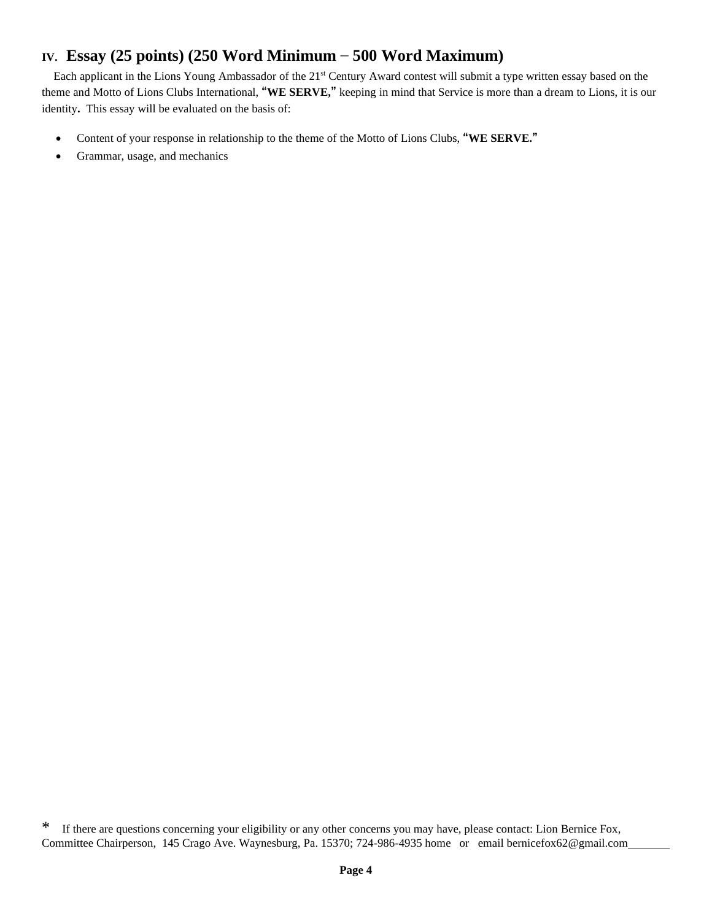## IV. Essay (25 points) (250 Word Minimum – 500 Word Maximum)

Each applicant in the Lions Young Ambassador of the 21st Century Award contest will submit a type written essay based on the theme and Motto of Lions Clubs International, "**WE SERVE,**" keeping in mind that Service is more than a dream to Lions, it is our identity**.** This essay will be evaluated on the basis of:

- Content of your response in relationship to the theme of the Motto of Lions Clubs, "**WE SERVE.**"
- Grammar, usage, and mechanics

\* If there are questions concerning your eligibility or any other concerns you may have, please contact: Lion Bernice Fox, Committee Chairperson, 145 Crago Ave. Waynesburg, Pa. 15370; 724-986-4935 home or email bernicefox62@gmail.com